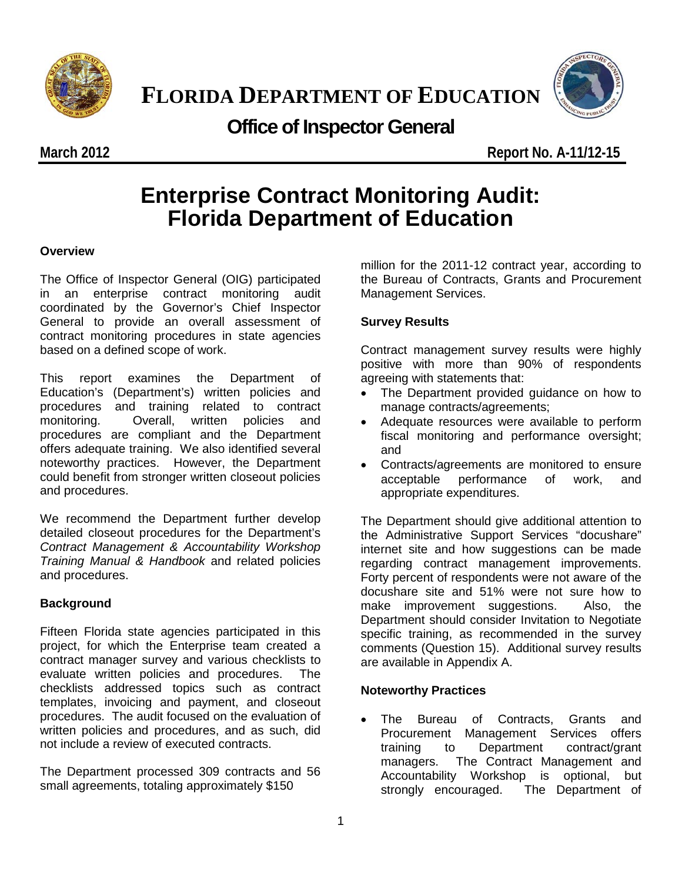# FLORIDA DEPARTMENT OF EDUCATION

## Office of Inspector General

**March 2012** **Report No. A-11/12-15**

# Enterprise Contract Monitoring Audit: Florida Department of Education

### Overview

The Office of Inspector General (OIG) participated in an enterprise contract monitoring audit coordinated by the Governor's Chief Inspector General to provide an overall assessment of contract monitoring procedures in state agencies based on a defined scope of work.

This report examines the Department of Education's (Department's) written policies and procedures and training related to contract monitoring. Overall, written policies and procedures are compliant and the Department offers adequate training. We also identified several noteworthy practices. However, the Department could benefit from stronger written closeout policies and procedures.

We recommend the Department further develop detailed closeout procedures for the Department's *Contract Management & Accountability Workshop Training Manual & Handbook* and related policies and procedures.

### Background

Fifteen Florida state agencies participated in this project, for which the Enterprise team created a contract manager survey and various checklists to evaluate written policies and procedures. The checklists addressed topics such as contract templates, invoicing and payment, and closeout procedures. The audit focused on the evaluation of written policies and procedures, and as such, did not include a review of executed contracts.

The Department processed 309 contracts and 56 small agreements, totaling approximately $150 million for the 2011-12 contract year, according to the Bureau of Contracts, Grants and Procurement Management Services.

### Survey Results

Contract management survey results were highly positive with more than 90% of respondents agreeing with statements that:

- The Department provided guidance on how to manage contracts/agreements;
- Adequate resources were available to perform fiscal monitoring and performance oversight; and
- Contracts/agreements are monitored to ensure acceptable performance of work, and appropriate expenditures.

The Department should give additional attention to the Administrative Support Services "docushare" internet site and how suggestions can be made regarding contract management improvements. Forty percent of respondents were not aware of the docushare site and 51% were not sure how to make improvement suggestions. Also, the Department should consider Invitation to Negotiate specific training, as recommended in the survey comments (Question 15). Additional survey results are available in Appendix A.

### Noteworthy Practices

- The Bureau of Contracts, Grants and Procurement Management Services offers training to Department contract/grant managers. The Contract Management and Accountability Workshop is optional, but strongly encouraged. The Department of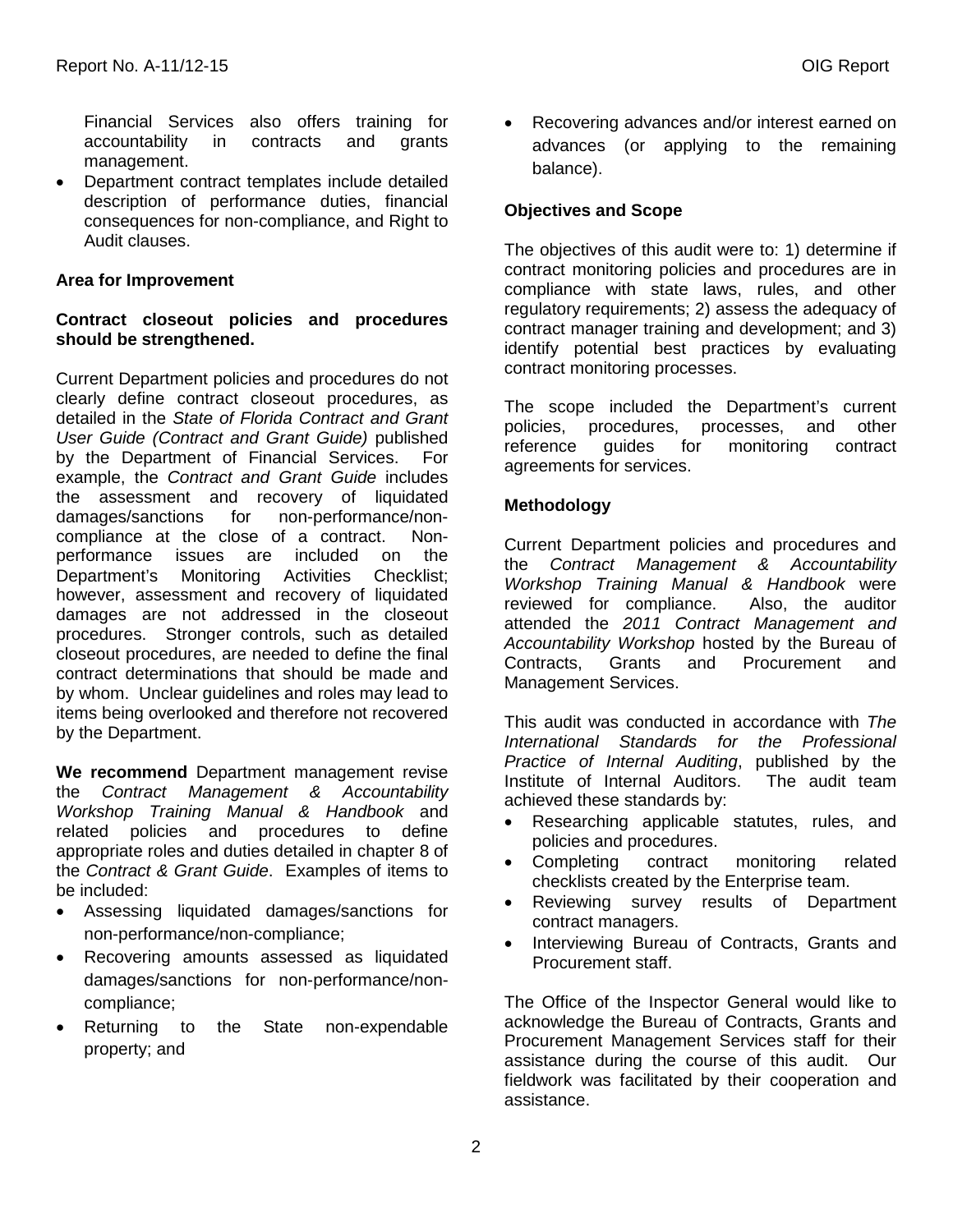Financial Services also offers training for accountability in contracts and grants management.

- Department contract templates include detailed description of performance duties, financial consequences for non-compliance, and Right to Audit clauses.

**Area for Improvement**

**Contract closeout policies and procedures should be strengthened.**

Current Department policies and procedures do not clearly define contract closeout procedures, as detailed in the *State of Florida Contract and Grant User Guide (Contract and Grant Guide)* published by the Department of Financial Services. For example, the *Contract and Grant Guide* includes the assessment and recovery of liquidated damages/sanctions for non-performance/non-compliance at the close of a contract. Non-performance issues are included on the Department's Monitoring Activities Checklist; however, assessment and recovery of liquidated damages are not addressed in the closeout procedures. Stronger controls, such as detailed closeout procedures, are needed to define the final contract determinations that should be made and by whom. Unclear guidelines and roles may lead to items being overlooked and therefore not recovered by the Department.

**We recommend** Department management revise the *Contract Management & Accountability Workshop Training Manual & Handbook* and related policies and procedures to define appropriate roles and duties detailed in chapter 8 of the *Contract & Grant Guide*. Examples of items to be included:

- Assessing liquidated damages/sanctions for non-performance/non-compliance;
- Recovering amounts assessed as liquidated damages/sanctions for non-performance/non-compliance;
- Returning to the State non-expendable property; and
- Recovering advances and/or interest earned on advances (or applying to the remaining balance).

**Objectives and Scope**

The objectives of this audit were to: 1) determine if contract monitoring policies and procedures are in compliance with state laws, rules, and other regulatory requirements; 2) assess the adequacy of contract manager training and development; and 3) identify potential best practices by evaluating contract monitoring processes.

The scope included the Department's current policies, procedures, processes, and other reference guides for monitoring contract agreements for services.

**Methodology**

Current Department policies and procedures and the *Contract Management & Accountability Workshop Training Manual & Handbook* were reviewed for compliance. Also, the auditor attended the *2011 Contract Management and Accountability Workshop* hosted by the Bureau of Contracts, Grants and Procurement and Management Services.

This audit was conducted in accordance with *The International Standards for the Professional Practice of Internal Auditing*, published by the Institute of Internal Auditors. The audit team achieved these standards by:

- Researching applicable statutes, rules, and policies and procedures.
- Completing contract monitoring related checklists created by the Enterprise team.
- Reviewing survey results of Department contract managers.
- Interviewing Bureau of Contracts, Grants and Procurement staff.

The Office of the Inspector General would like to acknowledge the Bureau of Contracts, Grants and Procurement Management Services staff for their assistance during the course of this audit. Our fieldwork was facilitated by their cooperation and assistance.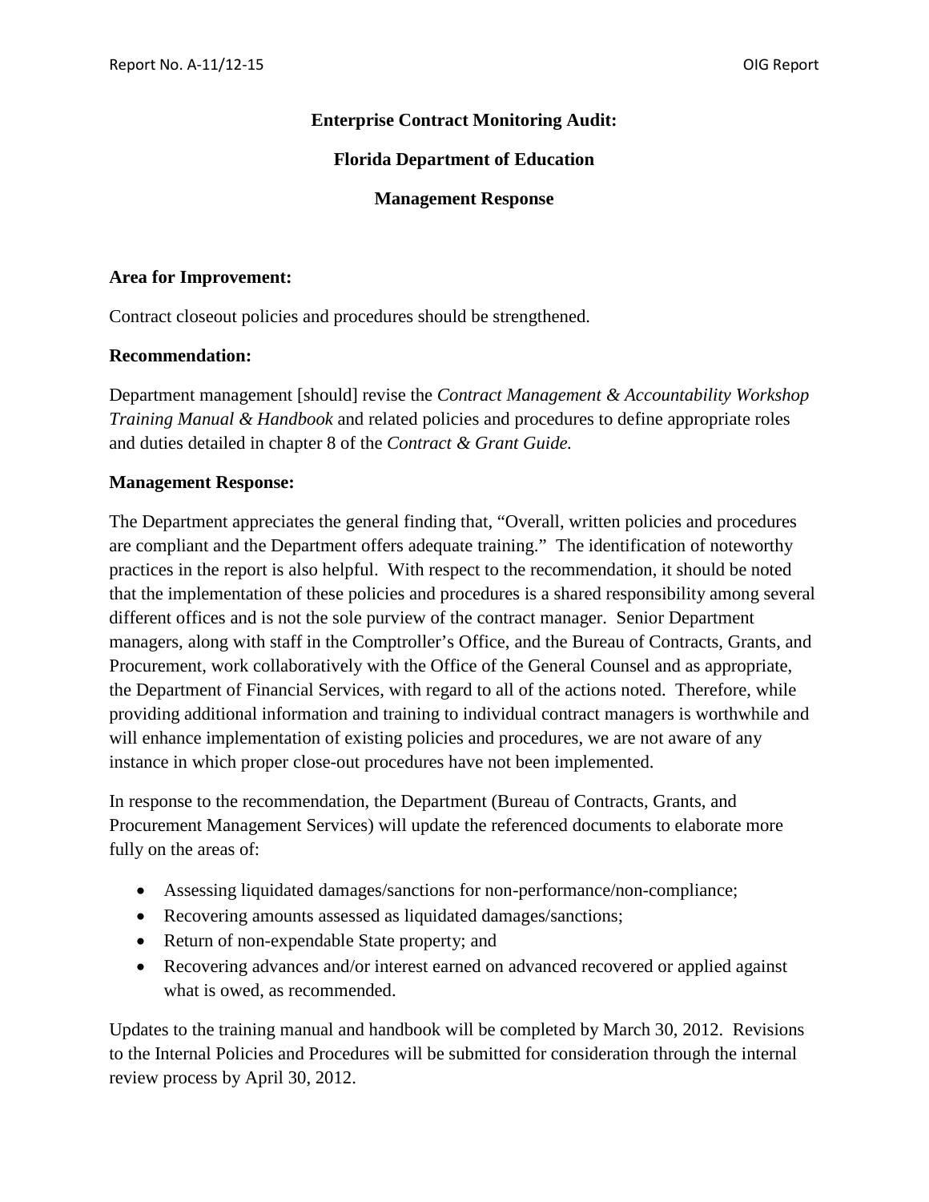**Enterprise Contract Monitoring Audit:**

**Florida Department of Education**

**Management Response**

**Area for Improvement:**

Contract closeout policies and procedures should be strengthened.

**Recommendation:**

Department management [should] revise the *Contract Management & Accountability Workshop Training Manual & Handbook* and related policies and procedures to define appropriate roles and duties detailed in chapter 8 of the *Contract & Grant Guide.*

**Management Response:**

The Department appreciates the general finding that, "Overall, written policies and procedures are compliant and the Department offers adequate training." The identification of noteworthy practices in the report is also helpful. With respect to the recommendation, it should be noted that the implementation of these policies and procedures is a shared responsibility among several different offices and is not the sole purview of the contract manager. Senior Department managers, along with staff in the Comptroller's Office, and the Bureau of Contracts, Grants, and Procurement, work collaboratively with the Office of the General Counsel and as appropriate, the Department of Financial Services, with regard to all of the actions noted. Therefore, while providing additional information and training to individual contract managers is worthwhile and will enhance implementation of existing policies and procedures, we are not aware of any instance in which proper close-out procedures have not been implemented.

In response to the recommendation, the Department (Bureau of Contracts, Grants, and Procurement Management Services) will update the referenced documents to elaborate more fully on the areas of:

- Assessing liquidated damages/sanctions for non-performance/non-compliance;
- Recovering amounts assessed as liquidated damages/sanctions;
- Return of non-expendable State property; and
- Recovering advances and/or interest earned on advanced recovered or applied against what is owed, as recommended.

Updates to the training manual and handbook will be completed by March 30, 2012. Revisions to the Internal Policies and Procedures will be submitted for consideration through the internal review process by April 30, 2012.